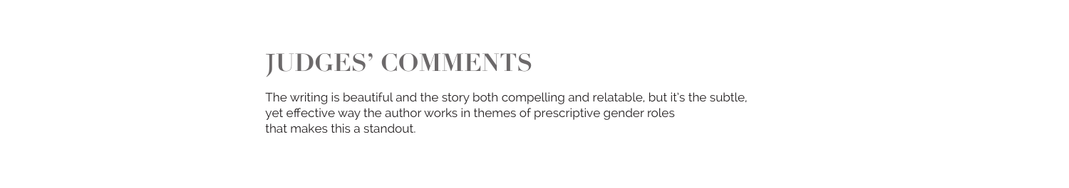# JUDGES' COMMENTS

The writing is beautiful and the story both compelling and relatable, but it's the subtle, yet effective way the author works in themes of prescriptive gender roles that makes this a standout.